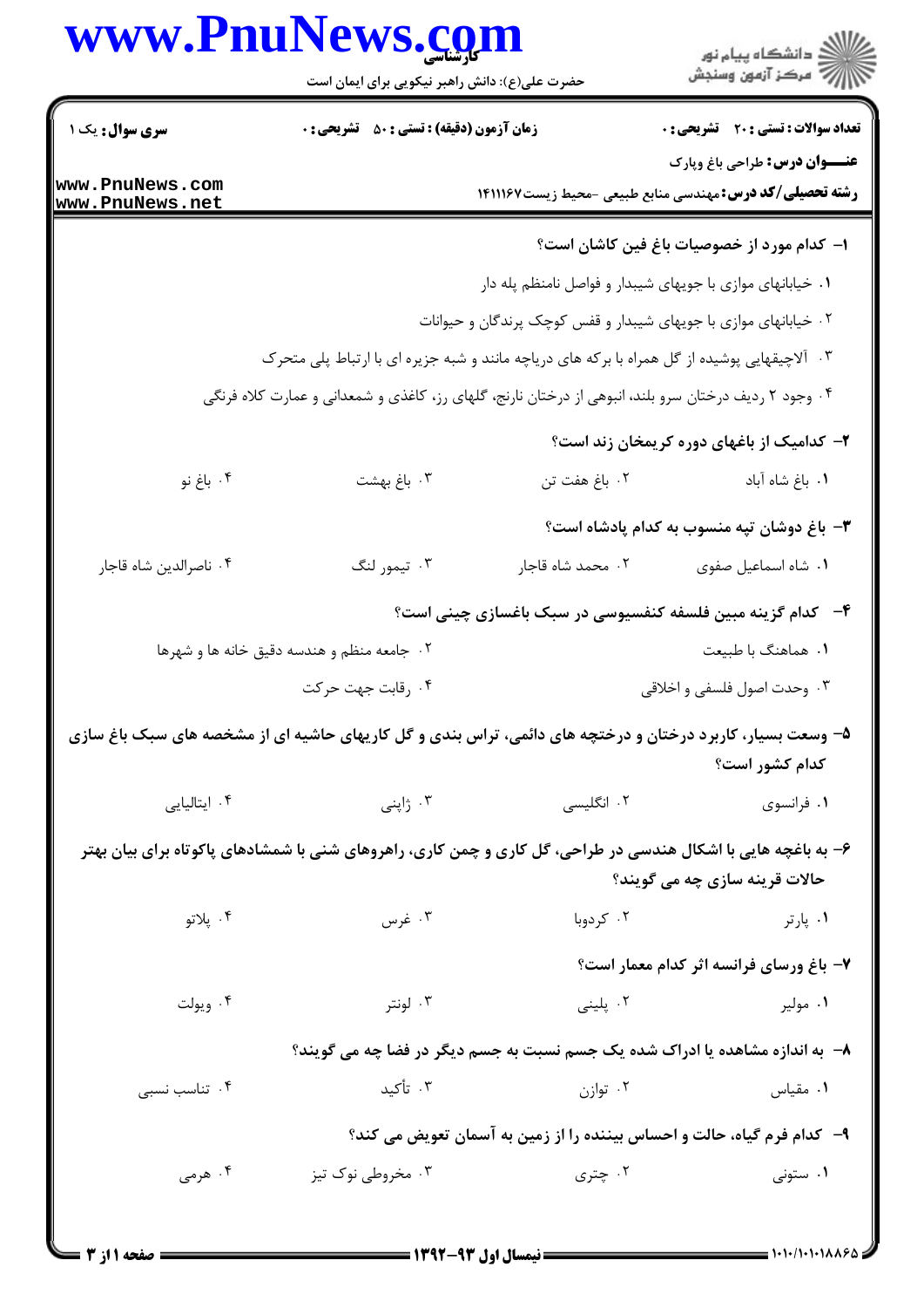**سری سوال:** یک ۱

**زمان آزمون (دقیقه) : تستی : ۵۰ تشریحی : ۰**

**تعداد سوالات : تستی : ۲۰ تشریحی : ۰**

**عنـــوان درس:** طراحی باغ وپارک

**رشته تحصیلی/کد درس:** مهندسی منابع طبیعی -محیط زیست ۱۴۱۱۱۶۷

**۱- کدام مورد از خصوصیات باغ فین کاشان است؟**

۱. خیابانهای موازی با جویهای شیبدار و فواصل نامنظم پله دار

۲. خیابانهای موازی با جویهای شیبدار و قفس کوچک پرندگان و حیوانات

۳. آلاچیقهایی پوشیده از گل همراه با برکه های دریاچه مانند و شبه جزیره ای با ارتباط پلی متحرک

۴. وجود ۲ ردیف درختان سرو بلند، انبوهی از درختان نارنج، گلهای رز، کاغذی و شمعدانی و عمارت کلاه فرنگی

**۲- کدامیک از باغهای دوره کریمخان زند است؟**

۱. باغ شاه آباد ۲. باغ هفت تن ۳. باغ بهشت ۴. باغ نو

**۳- باغ دوشان تپه منسوب به کدام پادشاه است؟**

۱. شاه اسماعیل صفوی ۲. محمد شاه قاجار ۳. تیمور لنگ ۴. ناصرالدین شاه قاجار

**۴- کدام گزینه مبین فلسفه کنفسیوسی در سبک باغسازی چینی است؟**

۱. هماهنگ با طبیعت

۲. جامعه منظم و هندسه دقیق خانه ها و شهرها

۳. وحدت اصول فلسفی و اخلاقی

۴. رقابت جهت حرکت

**۵- وسعت بسیار، کاربرد درختان و درختچه های دائمی، تراس بندی و گل کاریهای حاشیه ای از مشخصه های سبک باغ سازی کدام کشور است؟**

۱. فرانسوی ۲. انگلیسی ۳. ژاپنی ۴. ایتالیایی

**۶- به باغچه هایی با اشکال هندسی در طراحی، گل کاری و چمن کاری، راهروهای شنی با شمشادهای پاکوتاه برای بیان بهتر حالات قرینه سازی چه می گویند؟**

۱. پارتر ۲. کردوبا ۳. غرس ۴. پلاتو

**۷- باغ ورسای فرانسه اثر کدام معمار است؟**

۱. مولیر ۲. پلینی ۳. لونتر ۴. ویولت

**۸- به اندازه مشاهده یا ادراک شده یک جسم نسبت به جسم دیگر در فضا چه می گویند؟**

۱. مقیاس ۲. توازن ۳. تأکید ۴. تناسب نسبی

**۹- کدام فرم گیاه، حالت و احساس بیننده را از زمین به آسمان تعویض می کند؟**

۱. ستونی ۲. چتری ۳. مخروطی نوک تیز ۴. هرمی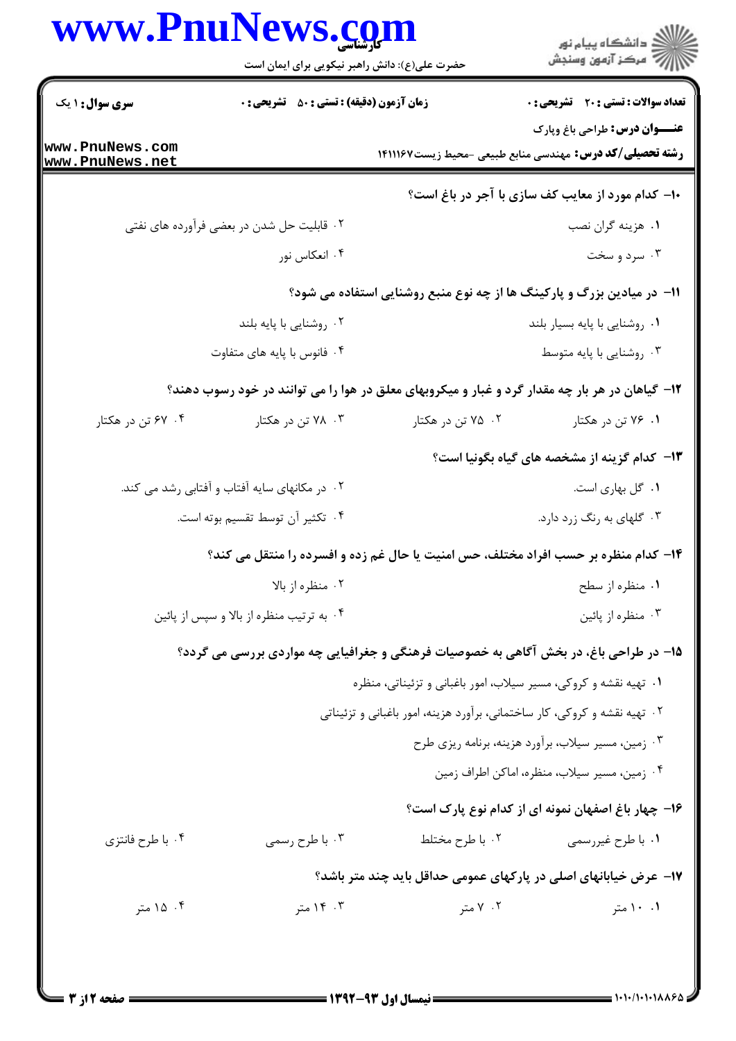۱۰- کدام مورد از معایب کف سازی با آجر در باغ است؟

۱. هزینه گران نصب
۲. قابلیت حل شدن در بعضی فرآورده های نفتی
۳. سرد و سخت
۴. انعکاس نور

۱۱- در میادین بزرگ و پارکینگ ها از چه نوع منبع روشنایی استفاده می شود؟

۱. روشنایی با پایه بسیار بلند
۲. روشنایی با پایه بلند
۳. روشنایی با پایه متوسط
۴. فانوس با پایه های متفاوت

۱۲- گیاهان در هر بار چه مقدار گرد و غبار و میکروبهای معلق در هوا را می توانند در خود رسوب دهند؟

۱. ۷۶ تن در هکتار
۲. ۷۵ تن در هکتار
۳. ۷۸ تن در هکتار
۴. ۶۷ تن در هکتار

۱۳- کدام گزینه از مشخصه های گیاه بگونیا است؟

۱. گل بهاری است.
۲. در مکانهای سایه آفتاب و آفتابی رشد می کند.
۳. گلهای به رنگ زرد دارد.
۴. تکثیر آن توسط تقسیم بوته است.

۱۴- کدام منظره بر حسب افراد مختلف، حس امنیت یا حال غم زده و افسرده را منتقل می کند؟

۱. منظره از سطح
۲. منظره از بالا
۳. منظره از پائین
۴. به ترتیب منظره از بالا و سپس از پائین

۱۵- در طراحی باغ، در بخش آگاهی به خصوصیات فرهنگی و جغرافیایی چه مواردی بررسی می گردد؟

۱. تهیه نقشه و کروکی، مسیر سیلاب، امور باغبانی و تزئیناتی، منظره
۲. تهیه نقشه و کروکی، کار ساختمانی، برآورد هزینه، امور باغبانی و تزئیناتی
۳. زمین، مسیر سیلاب، برآورد هزینه، برنامه ریزی طرح
۴. زمین، مسیر سیلاب، منظره، اماکن اطراف زمین

۱۶- چهار باغ اصفهان نمونه ای از کدام نوع پارک است؟

۱. با طرح غیررسمی
۲. با طرح مختلط
۳. با طرح رسمی
۴. با طرح فانتزی

۱۷- عرض خیابانهای اصلی در پارکهای عمومی حداقل باید چند متر باشد؟

۱. ۱۰ متر
۲. ۷ متر
۳. ۱۴ متر
۴. ۱۵ متر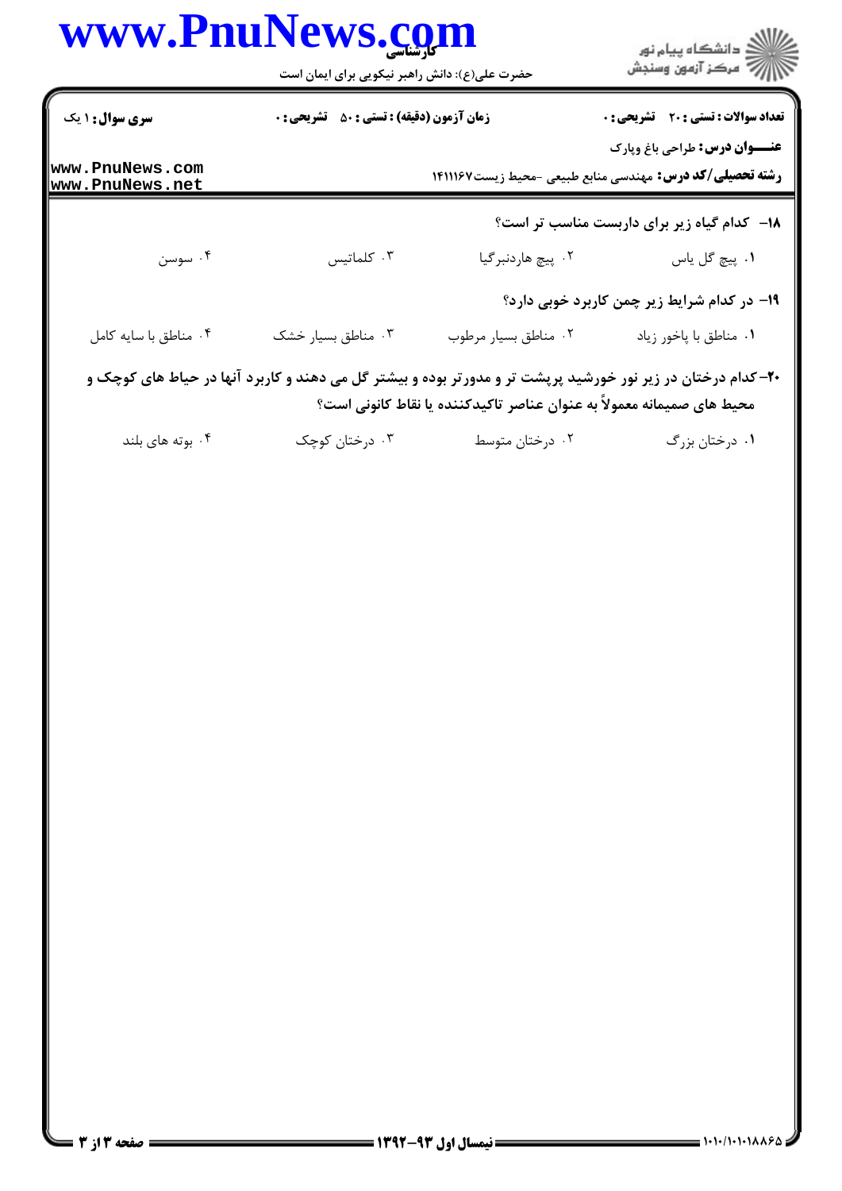۱۸- کدام گیاه زیر برای داربست مناسب تر است؟

۱. پیچ گل یاس
۲. پیچ هاردنبرگیا
۳. کلماتیس
۴. سوسن

۱۹- در کدام شرایط زیر چمن کاربرد خوبی دارد؟

۱. مناطق با پاخور زیاد
۲. مناطق بسیار مرطوب
۳. مناطق بسیار خشک
۴. مناطق با سایه کامل

۲۰-کدام درختان در زیر نور خورشید پرپشت تر و مدورتر بوده و بیشتر گل می دهند و کاربرد آنها در حیاط های کوچک و محیط های صمیمانه معمولاً به عنوان عناصر تاکیدکننده یا نقاط کانونی است؟

۱. درختان بزرگ
۲. درختان متوسط
۳. درختان کوچک
۴. بوته های بلند